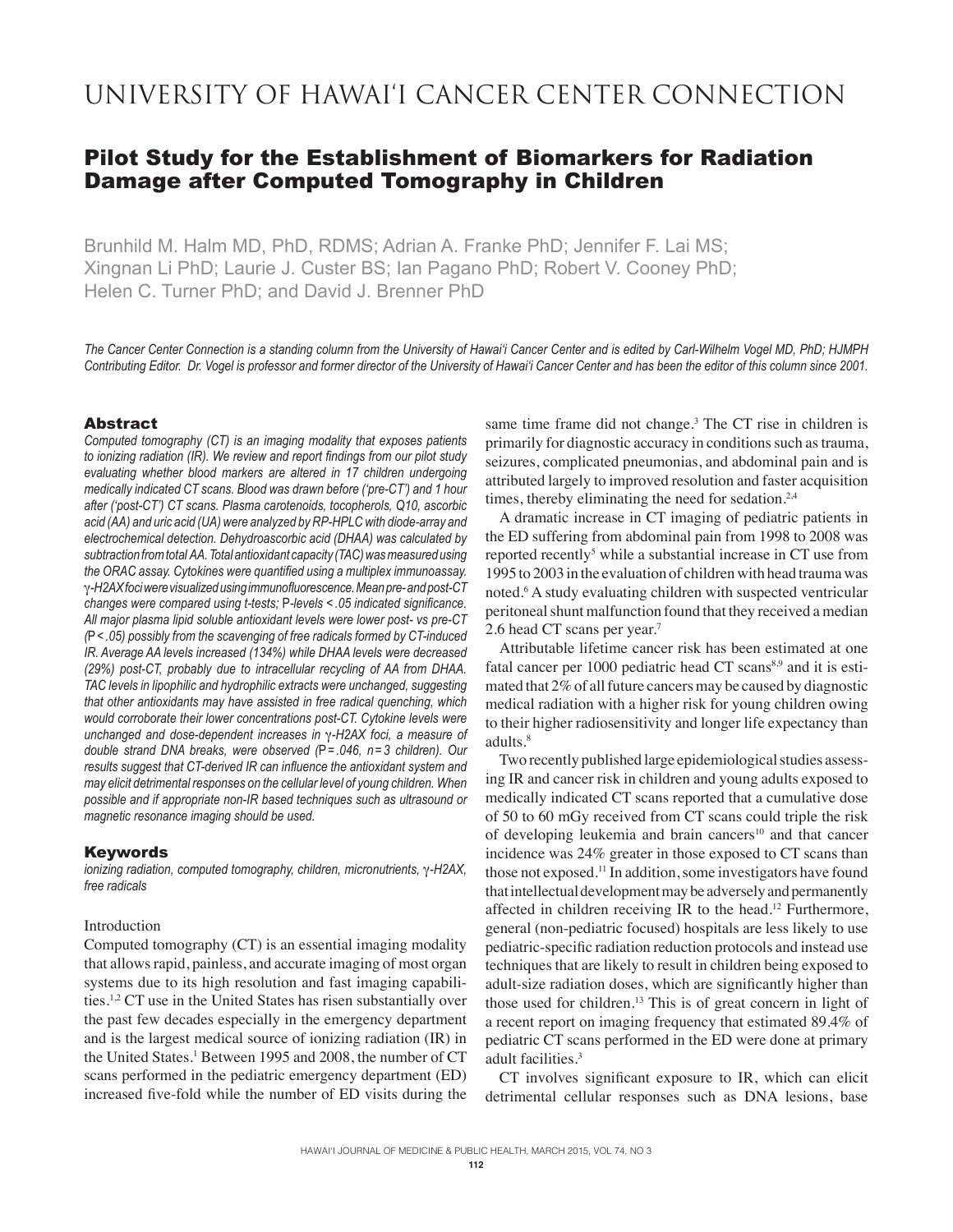# UNIVERSITY OF HAWAI'I CANCER CENTER CONNECTION

## Pilot Study for the Establishment of Biomarkers for Radiation Damage after Computed Tomography in Children

Brunhild M. Halm MD, PhD, RDMS; Adrian A. Franke PhD; Jennifer F. Lai MS; Xingnan Li PhD; Laurie J. Custer BS; Ian Pagano PhD; Robert V. Cooney PhD; Helen C. Turner PhD; and David J. Brenner PhD

*The Cancer Center Connection is a standing column from the University of Hawai'i Cancer Center and is edited by Carl-Wilhelm Vogel MD, PhD; HJMPH Contributing Editor. Dr. Vogel is professor and former director of the University of Hawai'i Cancer Center and has been the editor of this column since 2001.*

### Abstract

*Computed tomography (CT) is an imaging modality that exposes patients to ionizing radiation (IR). We review and report findings from our pilot study evaluating whether blood markers are altered in 17 children undergoing medically indicated CT scans. Blood was drawn before ('pre-CT') and 1 hour after ('post-CT') CT scans. Plasma carotenoids, tocopherols, Q10, ascorbic acid (AA) and uric acid (UA) were analyzed by RP-HPLC with diode-array and electrochemical detection. Dehydroascorbic acid (DHAA) was calculated by subtraction from total AA. Total antioxidant capacity (TAC) was measured using the ORAC assay. Cytokines were quantified using a multiplex immunoassay. γ-H2AX foci were visualized using immunofluorescence. Mean pre- and post-CT changes were compared using t-tests;* P*-levels < .05 indicated significance. All major plasma lipid soluble antioxidant levels were lower post- vs pre-CT (*$P < .05$*) possibly from the scavenging of free radicals formed by CT-induced IR. Average AA levels increased (134%) while DHAA levels were decreased (29%) post-CT, probably due to intracellular recycling of AA from DHAA. TAC levels in lipophilic and hydrophilic extracts were unchanged, suggesting that other antioxidants may have assisted in free radical quenching, which would corroborate their lower concentrations post-CT. Cytokine levels were unchanged and dose-dependent increases in γ-H2AX foci, a measure of double strand DNA breaks, were observed (*$P = .046$*, *$n = 3$* children). Our results suggest that CT-derived IR can influence the antioxidant system and may elicit detrimental responses on the cellular level of young children. When possible and if appropriate non-IR based techniques such as ultrasound or magnetic resonance imaging should be used.*

### Keywords

*ionizing radiation, computed tomography, children, micronutrients, γ-H2AX, free radicals*

### Introduction

Computed tomography (CT) is an essential imaging modality that allows rapid, painless, and accurate imaging of most organ systems due to its high resolution and fast imaging capabilities.[1,2] CT use in the United States has risen substantially over the past few decades especially in the emergency department and is the largest medical source of ionizing radiation (IR) in the United States.[1] Between 1995 and 2008, the number of CT scans performed in the pediatric emergency department (ED) increased five-fold while the number of ED visits during the same time frame did not change.[3] The CT rise in children is primarily for diagnostic accuracy in conditions such as trauma, seizures, complicated pneumonias, and abdominal pain and is attributed largely to improved resolution and faster acquisition times, thereby eliminating the need for sedation.[2,4]

A dramatic increase in CT imaging of pediatric patients in the ED suffering from abdominal pain from 1998 to 2008 was reported recently[5] while a substantial increase in CT use from 1995 to 2003 in the evaluation of children with head trauma was noted.[6] A study evaluating children with suspected ventricular peritoneal shunt malfunction found that they received a median 2.6 head CT scans per year.[7]

Attributable lifetime cancer risk has been estimated at one fatal cancer per 1000 pediatric head CT scans[8,9] and it is estimated that 2% of all future cancers may be caused by diagnostic medical radiation with a higher risk for young children owing to their higher radiosensitivity and longer life expectancy than adults.[8]

Two recently published large epidemiological studies assessing IR and cancer risk in children and young adults exposed to medically indicated CT scans reported that a cumulative dose of 50 to 60 mGy received from CT scans could triple the risk of developing leukemia and brain cancers[10] and that cancer incidence was 24% greater in those exposed to CT scans than those not exposed.[11] In addition, some investigators have found that intellectual development may be adversely and permanently affected in children receiving IR to the head.[12] Furthermore, general (non-pediatric focused) hospitals are less likely to use pediatric-specific radiation reduction protocols and instead use techniques that are likely to result in children being exposed to adult-size radiation doses, which are significantly higher than those used for children.[13] This is of great concern in light of a recent report on imaging frequency that estimated 89.4% of pediatric CT scans performed in the ED were done at primary adult facilities.[3]

CT involves significant exposure to IR, which can elicit detrimental cellular responses such as DNA lesions, base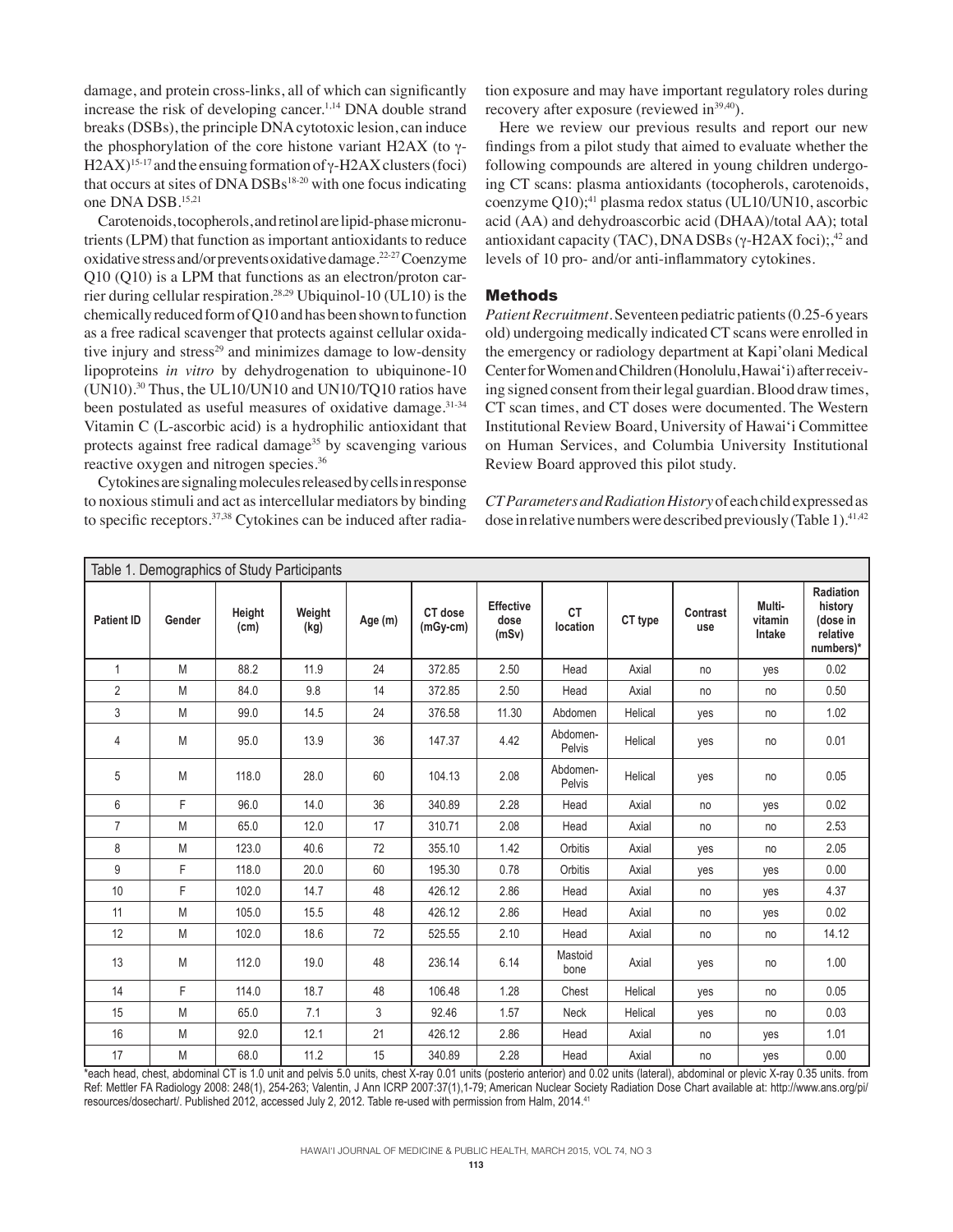damage, and protein cross-links, all of which can significantly increase the risk of developing cancer.[1,14] DNA double strand breaks (DSBs), the principle DNA cytotoxic lesion, can induce the phosphorylation of the core histone variant H2AX (to γ-H2AX)[15-17] and the ensuing formation of γ-H2AX clusters (foci) that occurs at sites of DNA DSBs[18-20] with one focus indicating one DNA DSB.[15,21]

Carotenoids, tocopherols, and retinol are lipid-phase micronutrients (LPM) that function as important antioxidants to reduce oxidative stress and/or prevents oxidative damage.[22-27] Coenzyme Q10 (Q10) is a LPM that functions as an electron/proton carrier during cellular respiration.[28,29] Ubiquinol-10 (UL10) is the chemically reduced form of Q10 and has been shown to function as a free radical scavenger that protects against cellular oxidative injury and stress[29] and minimizes damage to low-density lipoproteins *in vitro* by dehydrogenation to ubiquinone-10 (UN10).[30] Thus, the UL10/UN10 and UN10/TQ10 ratios have been postulated as useful measures of oxidative damage.[31-34] Vitamin C (L-ascorbic acid) is a hydrophilic antioxidant that protects against free radical damage[35] by scavenging various reactive oxygen and nitrogen species.[36]

Cytokines are signaling molecules released by cells in response to noxious stimuli and act as intercellular mediators by binding to specific receptors.[37,38] Cytokines can be induced after radiation exposure and may have important regulatory roles during recovery after exposure (reviewed in[39,40]).

Here we review our previous results and report our new findings from a pilot study that aimed to evaluate whether the following compounds are altered in young children undergoing CT scans: plasma antioxidants (tocopherols, carotenoids, coenzyme Q10);[41] plasma redox status (UL10/UN10, ascorbic acid (AA) and dehydroascorbic acid (DHAA)/total AA); total antioxidant capacity (TAC), DNA DSBs (γ-H2AX foci);,[42] and levels of 10 pro- and/or anti-inflammatory cytokines.

## Methods

*Patient Recruitment.* Seventeen pediatric patients (0.25-6 years old) undergoing medically indicated CT scans were enrolled in the emergency or radiology department at Kapi'olani Medical Center for Women and Children (Honolulu, Hawai'i) after receiving signed consent from their legal guardian. Blood draw times, CT scan times, and CT doses were documented. The Western Institutional Review Board, University of Hawai'i Committee on Human Services, and Columbia University Institutional Review Board approved this pilot study.

*CT Parameters and Radiation History* of each child expressed as dose in relative numbers were described previously (Table 1).[41,42]

Table 1. Demographics of Study Participants

| Patient ID | Gender | Height (cm) | Weight (kg) | Age (m) | CT dose (mGy-cm) | Effective dose (mSv) | CT location | CT type | Contrast use | Multi-vitamin Intake | Radiation history (dose in relative numbers)* |
|---|---|---|---|---|---|---|---|---|---|---|---|
| 1 | M | 88.2 | 11.9 | 24 | 372.85 | 2.50 | Head | Axial | no | yes | 0.02 |
| 2 | M | 84.0 | 9.8 | 14 | 372.85 | 2.50 | Head | Axial | no | no | 0.50 |
| 3 | M | 99.0 | 14.5 | 24 | 376.58 | 11.30 | Abdomen | Helical | yes | no | 1.02 |
| 4 | M | 95.0 | 13.9 | 36 | 147.37 | 4.42 | Abdomen-Pelvis | Helical | yes | no | 0.01 |
| 5 | M | 118.0 | 28.0 | 60 | 104.13 | 2.08 | Abdomen-Pelvis | Helical | yes | no | 0.05 |
| 6 | F | 96.0 | 14.0 | 36 | 340.89 | 2.28 | Head | Axial | no | yes | 0.02 |
| 7 | M | 65.0 | 12.0 | 17 | 310.71 | 2.08 | Head | Axial | no | no | 2.53 |
| 8 | M | 123.0 | 40.6 | 72 | 355.10 | 1.42 | Orbitis | Axial | yes | no | 2.05 |
| 9 | F | 118.0 | 20.0 | 60 | 195.30 | 0.78 | Orbitis | Axial | yes | yes | 0.00 |
| 10 | F | 102.0 | 14.7 | 48 | 426.12 | 2.86 | Head | Axial | no | yes | 4.37 |
| 11 | M | 105.0 | 15.5 | 48 | 426.12 | 2.86 | Head | Axial | no | yes | 0.02 |
| 12 | M | 102.0 | 18.6 | 72 | 525.55 | 2.10 | Head | Axial | no | no | 14.12 |
| 13 | M | 112.0 | 19.0 | 48 | 236.14 | 6.14 | Mastoid bone | Axial | yes | no | 1.00 |
| 14 | F | 114.0 | 18.7 | 48 | 106.48 | 1.28 | Chest | Helical | yes | no | 0.05 |
| 15 | M | 65.0 | 7.1 | 3 | 92.46 | 1.57 | Neck | Helical | yes | no | 0.03 |
| 16 | M | 92.0 | 12.1 | 21 | 426.12 | 2.86 | Head | Axial | no | yes | 1.01 |
| 17 | M | 68.0 | 11.2 | 15 | 340.89 | 2.28 | Head | Axial | no | yes | 0.00 |

*each head, chest, abdominal CT is 1.0 unit and pelvis 5.0 units, chest X-ray 0.01 units (posterio anterior) and 0.02 units (lateral), abdominal or plevic X-ray 0.35 units. from Ref: Mettler FA Radiology 2008: 248(1), 254-263; Valentin, J Ann ICRP 2007:37(1),1-79; American Nuclear Society Radiation Dose Chart available at: http://www.ans.org/pi/resources/dosechart/. Published 2012, accessed July 2, 2012. Table re-used with permission from Halm, 2014.[41]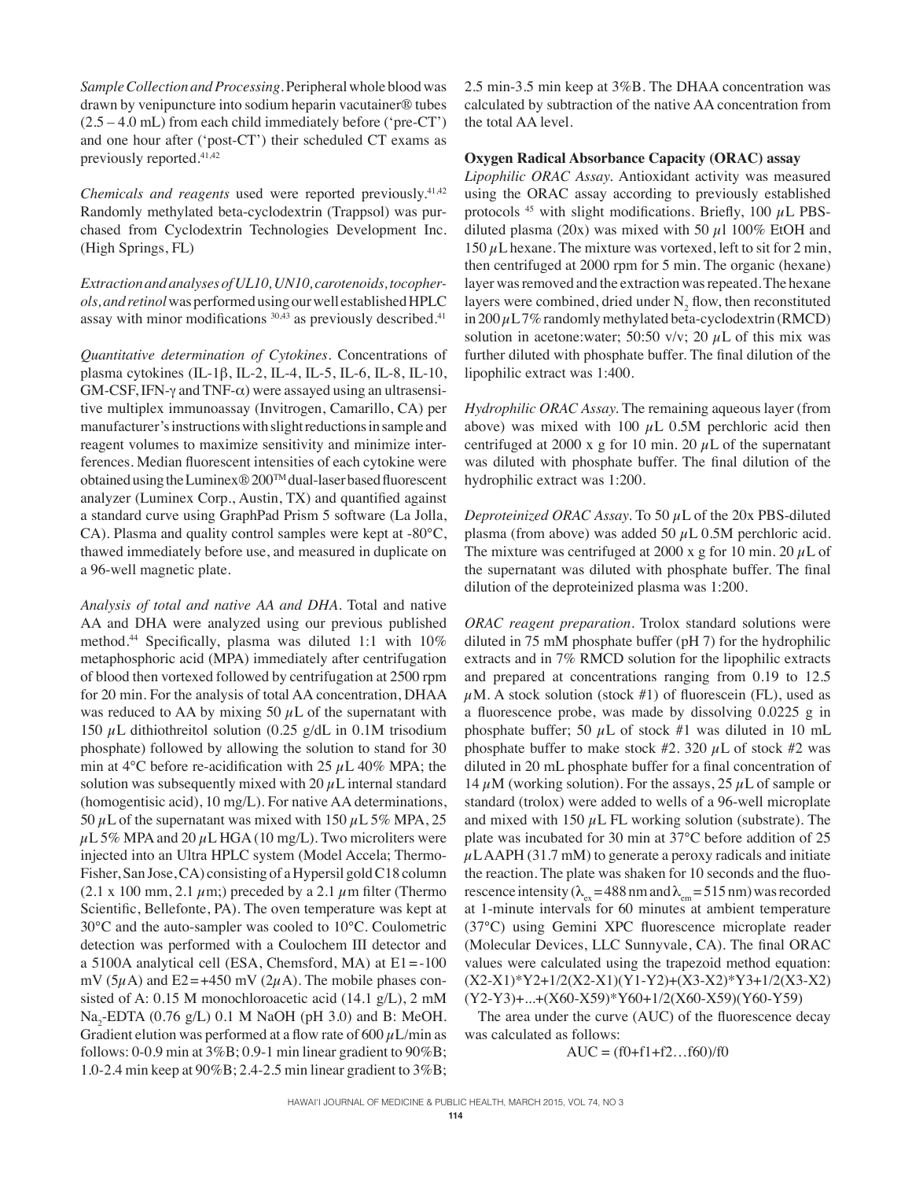*Sample Collection and Processing*. Peripheral whole blood was drawn by venipuncture into sodium heparin vacutainer® tubes (2.5 – 4.0 mL) from each child immediately before ('pre-CT') and one hour after ('post-CT') their scheduled CT exams as previously reported.[41,42]

*Chemicals and reagents* used were reported previously.[41,42] Randomly methylated beta-cyclodextrin (Trappsol) was purchased from Cyclodextrin Technologies Development Inc. (High Springs, FL)

*Extraction and analyses of UL10, UN10, carotenoids, tocopherols, and retinol* was performed using our well established HPLC assay with minor modifications [30,43] as previously described.[41]

*Quantitative determination of Cytokines*. Concentrations of plasma cytokines (IL-1β, IL-2, IL-4, IL-5, IL-6, IL-8, IL-10, GM-CSF, IFN-γ and TNF-α) were assayed using an ultrasensitive multiplex immunoassay (Invitrogen, Camarillo, CA) per manufacturer's instructions with slight reductions in sample and reagent volumes to maximize sensitivity and minimize interferences. Median fluorescent intensities of each cytokine were obtained using the Luminex® 200™ dual-laser based fluorescent analyzer (Luminex Corp., Austin, TX) and quantified against a standard curve using GraphPad Prism 5 software (La Jolla, CA). Plasma and quality control samples were kept at -80°C, thawed immediately before use, and measured in duplicate on a 96-well magnetic plate.

*Analysis of total and native AA and DHA*. Total and native AA and DHA were analyzed using our previous published method.[44] Specifically, plasma was diluted 1:1 with 10% metaphosphoric acid (MPA) immediately after centrifugation of blood then vortexed followed by centrifugation at 2500 rpm for 20 min. For the analysis of total AA concentration, DHAA was reduced to AA by mixing 50 μL of the supernatant with 150 μL dithiothreitol solution (0.25 g/dL in 0.1M trisodium phosphate) followed by allowing the solution to stand for 30 min at 4°C before re-acidification with 25 μL 40% MPA; the solution was subsequently mixed with 20 μL internal standard (homogentisic acid), 10 mg/L). For native AA determinations, 50 μL of the supernatant was mixed with 150 μL 5% MPA, 25 μL 5% MPA and 20 μL HGA (10 mg/L). Two microliters were injected into an Ultra HPLC system (Model Accela; Thermo-Fisher, San Jose, CA) consisting of a Hypersil gold C18 column (2.1 x 100 mm, 2.1 μm;) preceded by a 2.1 μm filter (Thermo Scientific, Bellefonte, PA). The oven temperature was kept at 30°C and the auto-sampler was cooled to 10°C. Coulometric detection was performed with a Coulochem III detector and a 5100A analytical cell (ESA, Chemsford, MA) at E1=-100 mV (5μA) and E2=+450 mV (2μA). The mobile phases consisted of A: 0.15 M monochloroacetic acid (14.1 g/L), 2 mM $Na_2$-EDTA (0.76 g/L) 0.1 M NaOH (pH 3.0) and B: MeOH. Gradient elution was performed at a flow rate of 600 μL/min as follows: 0-0.9 min at 3%B; 0.9-1 min linear gradient to 90%B; 1.0-2.4 min keep at 90%B; 2.4-2.5 min linear gradient to 3%B; 2.5 min-3.5 min keep at 3%B. The DHAA concentration was calculated by subtraction of the native AA concentration from the total AA level.

**Oxygen Radical Absorbance Capacity (ORAC) assay**

*Lipophilic ORAC Assay*. Antioxidant activity was measured using the ORAC assay according to previously established protocols [45] with slight modifications. Briefly, 100 μL PBS-diluted plasma (20x) was mixed with 50 μl 100% EtOH and 150 μL hexane. The mixture was vortexed, left to sit for 2 min, then centrifuged at 2000 rpm for 5 min. The organic (hexane) layer was removed and the extraction was repeated. The hexane layers were combined, dried under $N_2$ flow, then reconstituted in 200 μL 7% randomly methylated beta-cyclodextrin (RMCD) solution in acetone:water; 50:50 v/v; 20 μL of this mix was further diluted with phosphate buffer. The final dilution of the lipophilic extract was 1:400.

*Hydrophilic ORAC Assay*. The remaining aqueous layer (from above) was mixed with 100 μL 0.5M perchloric acid then centrifuged at 2000 x g for 10 min. 20 μL of the supernatant was diluted with phosphate buffer. The final dilution of the hydrophilic extract was 1:200.

*Deproteinized ORAC Assay*. To 50 μL of the 20x PBS-diluted plasma (from above) was added 50 μL 0.5M perchloric acid. The mixture was centrifuged at 2000 x g for 10 min. 20 μL of the supernatant was diluted with phosphate buffer. The final dilution of the deproteinized plasma was 1:200.

*ORAC reagent preparation*. Trolox standard solutions were diluted in 75 mM phosphate buffer (pH 7) for the hydrophilic extracts and in 7% RMCD solution for the lipophilic extracts and prepared at concentrations ranging from 0.19 to 12.5 μM. A stock solution (stock #1) of fluorescein (FL), used as a fluorescence probe, was made by dissolving 0.0225 g in phosphate buffer; 50 μL of stock #1 was diluted in 10 mL phosphate buffer to make stock #2. 320 μL of stock #2 was diluted in 20 mL phosphate buffer for a final concentration of 14 μM (working solution). For the assays, 25 μL of sample or standard (trolox) were added to wells of a 96-well microplate and mixed with 150 μL FL working solution (substrate). The plate was incubated for 30 min at 37°C before addition of 25 μL AAPH (31.7 mM) to generate a peroxy radicals and initiate the reaction. The plate was shaken for 10 seconds and the fluorescence intensity ($\lambda_{ex}$ = 488 nm and $\lambda_{em}$ = 515 nm) was recorded at 1-minute intervals for 60 minutes at ambient temperature (37°C) using Gemini XPC fluorescence microplate reader (Molecular Devices, LLC Sunnyvale, CA). The final ORAC values were calculated using the trapezoid method equation: (X2-X1)*Y2+1/2(X2-X1)(Y1-Y2)+(X3-X2)*Y3+1/2(X3-X2)(Y2-Y3)+...+(X60-X59)*Y60+1/2(X60-X59)(Y60-Y59)

The area under the curve (AUC) of the fluorescence decay was calculated as follows:

$$AUC = (f0+f1+f2\ldots f60)/f0$$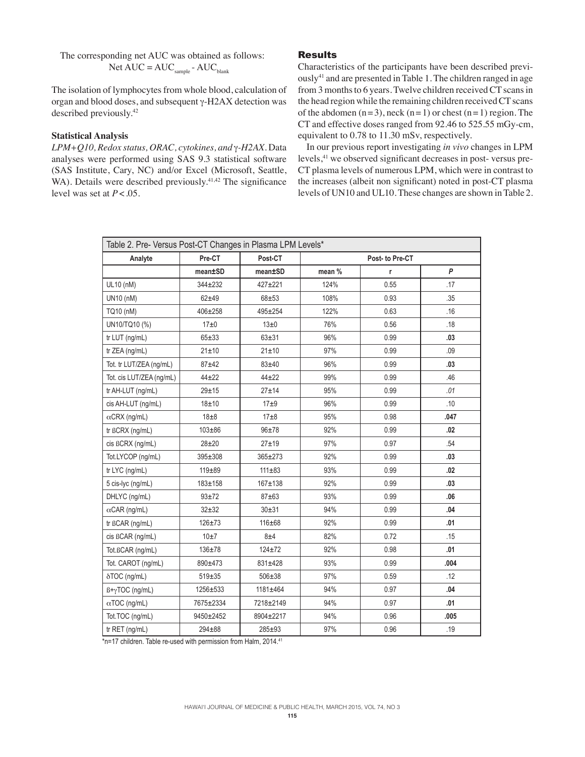The corresponding net AUC was obtained as follows:

$$\text{Net AUC} = \text{AUC}_{\text{sample}} - \text{AUC}_{\text{blank}}$$

The isolation of lymphocytes from whole blood, calculation of organ and blood doses, and subsequent γ-H2AX detection was described previously.[42]

### Statistical Analysis

*LPM+Q10, Redox status, ORAC, cytokines, and γ-H2AX.* Data analyses were performed using SAS 9.3 statistical software (SAS Institute, Cary, NC) and/or Excel (Microsoft, Seattle, WA). Details were described previously.[41,42] The significance level was set at $P < .05$.

## Results

Characteristics of the participants have been described previously[41] and are presented in Table 1. The children ranged in age from 3 months to 6 years. Twelve children received CT scans in the head region while the remaining children received CT scans of the abdomen (n = 3), neck (n = 1) or chest (n = 1) region. The CT and effective doses ranged from 92.46 to 525.55 mGy-cm, equivalent to 0.78 to 11.30 mSv, respectively.

In our previous report investigating *in vivo* changes in LPM levels,[41] we observed significant decreases in post- versus pre-CT plasma levels of numerous LPM, which were in contrast to the increases (albeit non significant) noted in post-CT plasma levels of UN10 and UL10. These changes are shown in Table 2.

Table 2. Pre- Versus Post-CT Changes in Plasma LPM Levels*

| Analyte | Pre-CT | Post-CT | Post- to Pre-CT | | |
|---|---|---|---|---|---|
| | mean±SD | mean±SD | mean % | r | *P* |
| UL10 (nM) | 344±232 | 427±221 | 124% | 0.55 | .17 |
| UN10 (nM) | 62±49 | 68±53 | 108% | 0.93 | .35 |
| TQ10 (nM) | 406±258 | 495±254 | 122% | 0.63 | .16 |
| UN10/TQ10 (%) | 17±0 | 13±0 | 76% | 0.56 | .18 |
| tr LUT (ng/mL) | 65±33 | 63±31 | 96% | 0.99 | **.03** |
| tr ZEA (ng/mL) | 21±10 | 21±10 | 97% | 0.99 | .09 |
| Tot. tr LUT/ZEA (ng/mL) | 87±42 | 83±40 | 96% | 0.99 | **.03** |
| Tot. cis LUT/ZEA (ng/mL) | 44±22 | 44±22 | 99% | 0.99 | .46 |
| tr AH-LUT (ng/mL) | 29±15 | 27±14 | 95% | 0.99 | *.01* |
| cis AH-LUT (ng/mL) | 18±10 | 17±9 | 96% | 0.99 | .10 |
| αCRX (ng/mL) | 18±8 | 17±8 | 95% | 0.98 | **.047** |
| tr ßCRX (ng/mL) | 103±86 | 96±78 | 92% | 0.99 | **.02** |
| cis ßCRX (ng/mL) | 28±20 | 27±19 | 97% | 0.97 | .54 |
| Tot.LYCOP (ng/mL) | 395±308 | 365±273 | 92% | 0.99 | **.03** |
| tr LYC (ng/mL) | 119±89 | 111±83 | 93% | 0.99 | **.02** |
| 5 cis-lyc (ng/mL) | 183±158 | 167±138 | 92% | 0.99 | **.03** |
| DHLYC (ng/mL) | 93±72 | 87±63 | 93% | 0.99 | **.06** |
| αCAR (ng/mL) | 32±32 | 30±31 | 94% | 0.99 | **.04** |
| tr ßCAR (ng/mL) | 126±73 | 116±68 | 92% | 0.99 | **.01** |
| cis ßCAR (ng/mL) | 10±7 | 8±4 | 82% | 0.72 | .15 |
| Tot.ßCAR (ng/mL) | 136±78 | 124±72 | 92% | 0.98 | **.01** |
| Tot. CAROT (ng/mL) | 890±473 | 831±428 | 93% | 0.99 | **.004** |
| δTOC (ng/mL) | 519±35 | 506±38 | 97% | 0.59 | .12 |
| ß+γTOC (ng/mL) | 1256±533 | 1181±464 | 94% | 0.97 | **.04** |
| αTOC (ng/mL) | 7675±2334 | 7218±2149 | 94% | 0.97 | **.01** |
| Tot.TOC (ng/mL) | 9450±2452 | 8904±2217 | 94% | 0.96 | **.005** |
| tr RET (ng/mL) | 294±88 | 285±93 | 97% | 0.96 | .19 |

*n=17 children. Table re-used with permission from Halm, 2014.[41]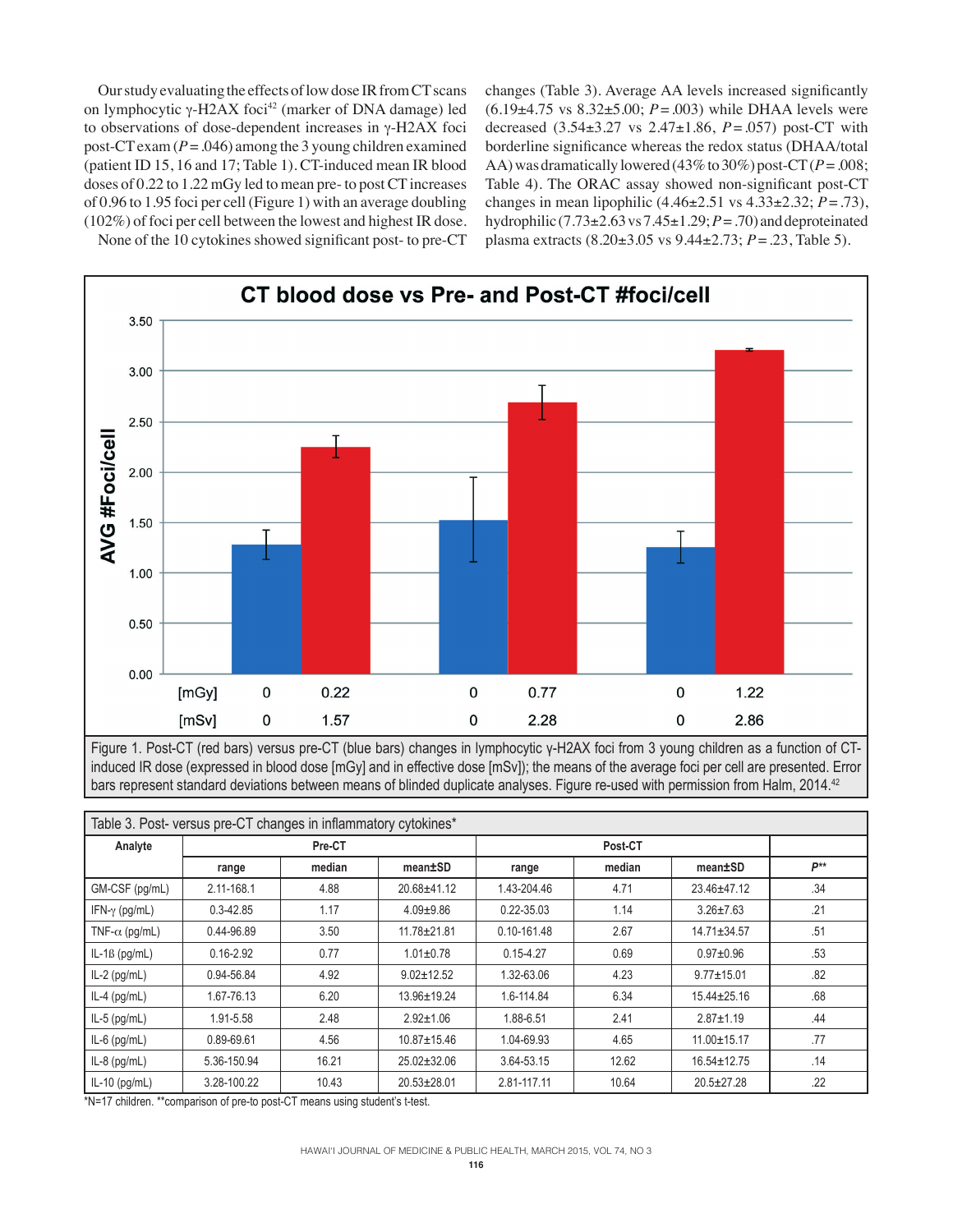Our study evaluating the effects of low dose IR from CT scans on lymphocytic γ-H2AX foci[42] (marker of DNA damage) led to observations of dose-dependent increases in γ-H2AX foci post-CT exam ($P = .046$) among the 3 young children examined (patient ID 15, 16 and 17; Table 1). CT-induced mean IR blood doses of 0.22 to 1.22 mGy led to mean pre- to post CT increases of 0.96 to 1.95 foci per cell (Figure 1) with an average doubling (102%) of foci per cell between the lowest and highest IR dose.

None of the 10 cytokines showed significant post- to pre-CT changes (Table 3). Average AA levels increased significantly (6.19±4.75 vs 8.32±5.00; $P = .003$) while DHAA levels were decreased (3.54±3.27 vs 2.47±1.86, $P = .057$) post-CT with borderline significance whereas the redox status (DHAA/total AA) was dramatically lowered (43% to 30%) post-CT ($P = .008$; Table 4). The ORAC assay showed non-significant post-CT changes in mean lipophilic (4.46±2.51 vs 4.33±2.32; $P = .73$), hydrophilic (7.73±2.63 vs 7.45±1.29; $P = .70$) and deproteinated plasma extracts (8.20±3.05 vs 9.44±2.73; $P = .23$, Table 5).

Figure 1. Post-CT (red bars) versus pre-CT (blue bars) changes in lymphocytic γ-H2AX foci from 3 young children as a function of CT-induced IR dose (expressed in blood dose [mGy] and in effective dose [mSv]); the means of the average foci per cell are presented. Error bars represent standard deviations between means of blinded duplicate analyses. Figure re-used with permission from Halm, 2014.[42]

Table 3. Post- versus pre-CT changes in inflammatory cytokines*

| Analyte | Pre-CT | | | Post-CT | | | |
|---|---|---|---|---|---|---|---|
| | range | median | mean±SD | range | median | mean±SD | P** |
| GM-CSF (pg/mL) | 2.11-168.1 | 4.88 | 20.68±41.12 | 1.43-204.46 | 4.71 | 23.46±47.12 | .34 |
| IFN-γ (pg/mL) | 0.3-42.85 | 1.17 | 4.09±9.86 | 0.22-35.03 | 1.14 | 3.26±7.63 | .21 |
| TNF-α (pg/mL) | 0.44-96.89 | 3.50 | 11.78±21.81 | 0.10-161.48 | 2.67 | 14.71±34.57 | .51 |
| IL-1ß (pg/mL) | 0.16-2.92 | 0.77 | 1.01±0.78 | 0.15-4.27 | 0.69 | 0.97±0.96 | .53 |
| IL-2 (pg/mL) | 0.94-56.84 | 4.92 | 9.02±12.52 | 1.32-63.06 | 4.23 | 9.77±15.01 | .82 |
| IL-4 (pg/mL) | 1.67-76.13 | 6.20 | 13.96±19.24 | 1.6-114.84 | 6.34 | 15.44±25.16 | .68 |
| IL-5 (pg/mL) | 1.91-5.58 | 2.48 | 2.92±1.06 | 1.88-6.51 | 2.41 | 2.87±1.19 | .44 |
| IL-6 (pg/mL) | 0.89-69.61 | 4.56 | 10.87±15.46 | 1.04-69.93 | 4.65 | 11.00±15.17 | .77 |
| IL-8 (pg/mL) | 5.36-150.94 | 16.21 | 25.02±32.06 | 3.64-53.15 | 12.62 | 16.54±12.75 | .14 |
| IL-10 (pg/mL) | 3.28-100.22 | 10.43 | 20.53±28.01 | 2.81-117.11 | 10.64 | 20.5±27.28 | .22 |

*N=17 children. **comparison of pre-to post-CT means using student's t-test.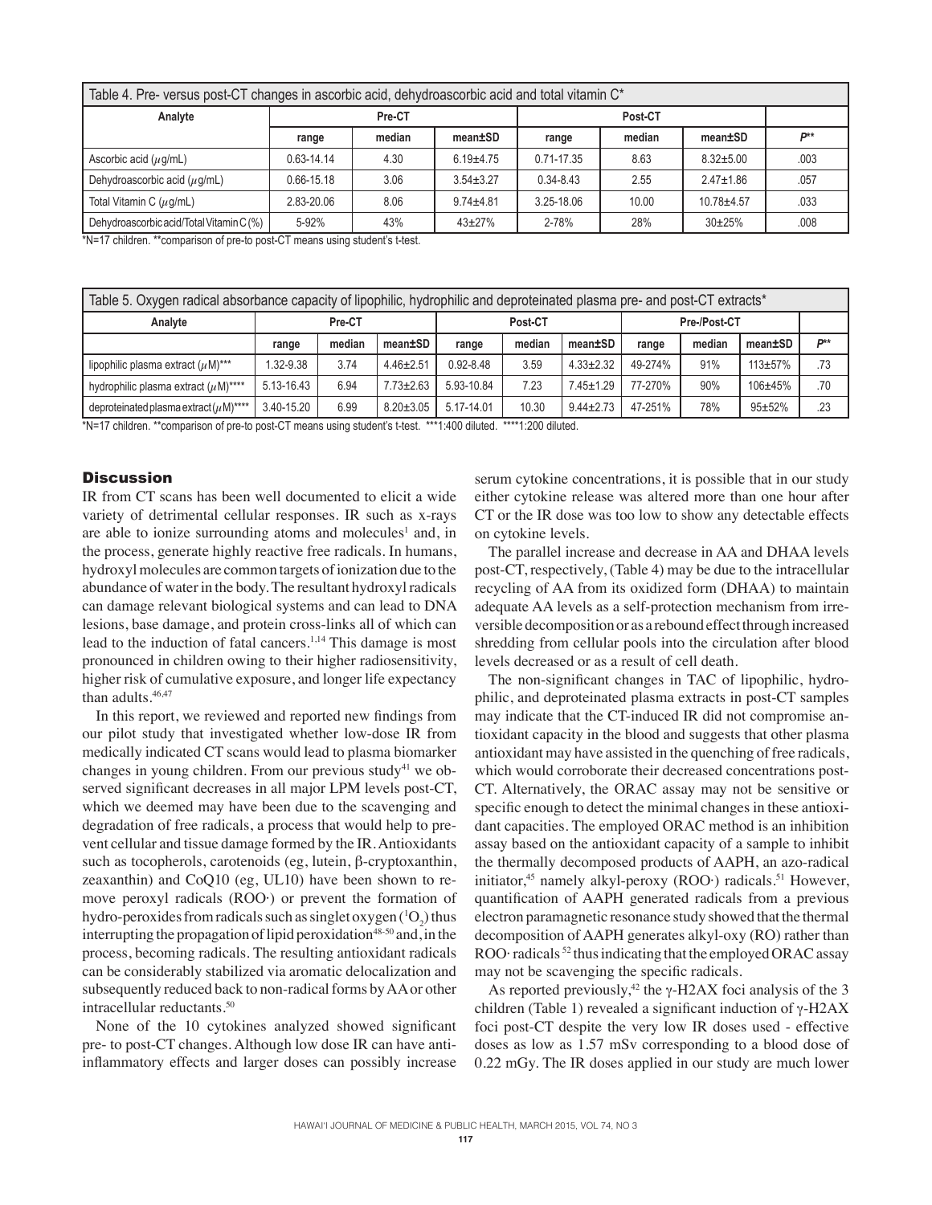| Table 4. Pre- versus post-CT changes in ascorbic acid, dehydroascorbic acid and total vitamin C* | | | | | | | |
|---|---|---|---|---|---|---|---|
| **Analyte** | **Pre-CT** | | | **Post-CT** | | | |
| | **range** | **median** | **mean±SD** | **range** | **median** | **mean±SD** | ***P*****\*\*** |
| Ascorbic acid (μg/mL) | 0.63-14.14 | 4.30 | 6.19±4.75 | 0.71-17.35 | 8.63 | 8.32±5.00 | .003 |
| Dehydroascorbic acid (μg/mL) | 0.66-15.18 | 3.06 | 3.54±3.27 | 0.34-8.43 | 2.55 | 2.47±1.86 | .057 |
| Total Vitamin C (μg/mL) | 2.83-20.06 | 8.06 | 9.74±4.81 | 3.25-18.06 | 10.00 | 10.78±4.57 | .033 |
| Dehydroascorbic acid/Total Vitamin C (%) | 5-92% | 43% | 43±27% | 2-78% | 28% | 30±25% | .008 |

*N=17 children. **comparison of pre-to post-CT means using student's t-test.

| Table 5. Oxygen radical absorbance capacity of lipophilic, hydrophilic and deproteinated plasma pre- and post-CT extracts* | | | | | | | | | | |
|---|---|---|---|---|---|---|---|---|---|---|
| **Analyte** | **Pre-CT** | | | **Post-CT** | | | **Pre-/Post-CT** | | | |
| | **range** | **median** | **mean±SD** | **range** | **median** | **mean±SD** | **range** | **median** | **mean±SD** | ***P*****\*\*** |
| lipophilic plasma extract (μM)*** | 1.32-9.38 | 3.74 | 4.46±2.51 | 0.92-8.48 | 3.59 | 4.33±2.32 | 49-274% | 91% | 113±57% | .73 |
| hydrophilic plasma extract (μM)**** | 5.13-16.43 | 6.94 | 7.73±2.63 | 5.93-10.84 | 7.23 | 7.45±1.29 | 77-270% | 90% | 106±45% | .70 |
| deproteinated plasma extract (μM)**** | 3.40-15.20 | 6.99 | 8.20±3.05 | 5.17-14.01 | 10.30 | 9.44±2.73 | 47-251% | 78% | 95±52% | .23 |

*N=17 children. **comparison of pre-to post-CT means using student's t-test. ***1:400 diluted. ****1:200 diluted.

## Discussion

IR from CT scans has been well documented to elicit a wide variety of detrimental cellular responses. IR such as x-rays are able to ionize surrounding atoms and molecules[1] and, in the process, generate highly reactive free radicals. In humans, hydroxyl molecules are common targets of ionization due to the abundance of water in the body. The resultant hydroxyl radicals can damage relevant biological systems and can lead to DNA lesions, base damage, and protein cross-links all of which can lead to the induction of fatal cancers.[1,14] This damage is most pronounced in children owing to their higher radiosensitivity, higher risk of cumulative exposure, and longer life expectancy than adults.[46,47]

In this report, we reviewed and reported new findings from our pilot study that investigated whether low-dose IR from medically indicated CT scans would lead to plasma biomarker changes in young children. From our previous study[41] we observed significant decreases in all major LPM levels post-CT, which we deemed may have been due to the scavenging and degradation of free radicals, a process that would help to prevent cellular and tissue damage formed by the IR. Antioxidants such as tocopherols, carotenoids (eg, lutein, β-cryptoxanthin, zeaxanthin) and CoQ10 (eg, UL10) have been shown to remove peroxyl radicals (ROO·) or prevent the formation of hydro-peroxides from radicals such as singlet oxygen ($^1O_2$) thus interrupting the propagation of lipid peroxidation[48-50] and, in the process, becoming radicals. The resulting antioxidant radicals can be considerably stabilized via aromatic delocalization and subsequently reduced back to non-radical forms by AA or other intracellular reductants.[50]

None of the 10 cytokines analyzed showed significant pre- to post-CT changes. Although low dose IR can have anti-inflammatory effects and larger doses can possibly increase serum cytokine concentrations, it is possible that in our study either cytokine release was altered more than one hour after CT or the IR dose was too low to show any detectable effects on cytokine levels.

The parallel increase and decrease in AA and DHAA levels post-CT, respectively, (Table 4) may be due to the intracellular recycling of AA from its oxidized form (DHAA) to maintain adequate AA levels as a self-protection mechanism from irreversible decomposition or as a rebound effect through increased shredding from cellular pools into the circulation after blood levels decreased or as a result of cell death.

The non-significant changes in TAC of lipophilic, hydrophilic, and deproteinated plasma extracts in post-CT samples may indicate that the CT-induced IR did not compromise antioxidant capacity in the blood and suggests that other plasma antioxidant may have assisted in the quenching of free radicals, which would corroborate their decreased concentrations post-CT. Alternatively, the ORAC assay may not be sensitive or specific enough to detect the minimal changes in these antioxidant capacities. The employed ORAC method is an inhibition assay based on the antioxidant capacity of a sample to inhibit the thermally decomposed products of AAPH, an azo-radical initiator,[45] namely alkyl-peroxy (ROO·) radicals.[51] However, quantification of AAPH generated radicals from a previous electron paramagnetic resonance study showed that the thermal decomposition of AAPH generates alkyl-oxy (RO) rather than ROO· radicals[52] thus indicating that the employed ORAC assay may not be scavenging the specific radicals.

As reported previously,[42] the γ-H2AX foci analysis of the 3 children (Table 1) revealed a significant induction of γ-H2AX foci post-CT despite the very low IR doses used - effective doses as low as 1.57 mSv corresponding to a blood dose of 0.22 mGy. The IR doses applied in our study are much lower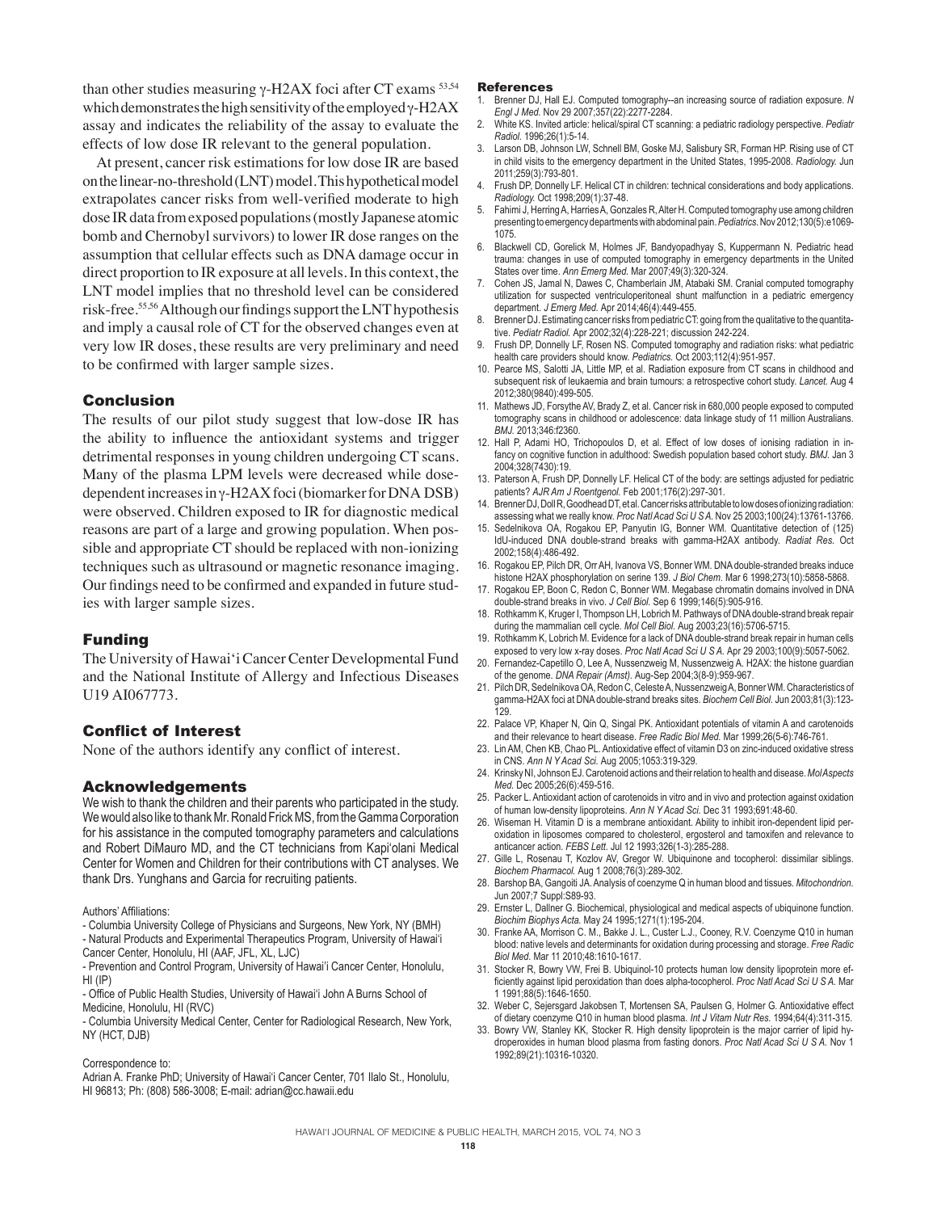than other studies measuring γ-H2AX foci after CT exams [53,54] which demonstrates the high sensitivity of the employed γ-H2AX assay and indicates the reliability of the assay to evaluate the effects of low dose IR relevant to the general population.

At present, cancer risk estimations for low dose IR are based on the linear-no-threshold (LNT) model. This hypothetical model extrapolates cancer risks from well-verified moderate to high dose IR data from exposed populations (mostly Japanese atomic bomb and Chernobyl survivors) to lower IR dose ranges on the assumption that cellular effects such as DNA damage occur in direct proportion to IR exposure at all levels. In this context, the LNT model implies that no threshold level can be considered risk-free.[55,56] Although our findings support the LNT hypothesis and imply a causal role of CT for the observed changes even at very low IR doses, these results are very preliminary and need to be confirmed with larger sample sizes.

## Conclusion

The results of our pilot study suggest that low-dose IR has the ability to influence the antioxidant systems and trigger detrimental responses in young children undergoing CT scans. Many of the plasma LPM levels were decreased while dose-dependent increases in γ-H2AX foci (biomarker for DNA DSB) were observed. Children exposed to IR for diagnostic medical reasons are part of a large and growing population. When possible and appropriate CT should be replaced with non-ionizing techniques such as ultrasound or magnetic resonance imaging. Our findings need to be confirmed and expanded in future studies with larger sample sizes.

## Funding

The University of Hawai'i Cancer Center Developmental Fund and the National Institute of Allergy and Infectious Diseases U19 AI067773.

## Conflict of Interest

None of the authors identify any conflict of interest.

## Acknowledgements

We wish to thank the children and their parents who participated in the study. We would also like to thank Mr. Ronald Frick MS, from the Gamma Corporation for his assistance in the computed tomography parameters and calculations and Robert DiMauro MD, and the CT technicians from Kapi'olani Medical Center for Women and Children for their contributions with CT analyses. We thank Drs. Yunghans and Garcia for recruiting patients.

Authors' Affiliations:

- Columbia University College of Physicians and Surgeons, New York, NY (BMH)
- Natural Products and Experimental Therapeutics Program, University of Hawai'i Cancer Center, Honolulu, HI (AAF, JFL, XL, LJC)
- Prevention and Control Program, University of Hawai'i Cancer Center, Honolulu, HI (IP)
- Office of Public Health Studies, University of Hawai'i John A Burns School of Medicine, Honolulu, HI (RVC)
- Columbia University Medical Center, Center for Radiological Research, New York, NY (HCT, DJB)

Correspondence to:

Adrian A. Franke PhD; University of Hawai'i Cancer Center, 701 Ilalo St., Honolulu, HI 96813; Ph: (808) 586-3008; E-mail: adrian@cc.hawaii.edu

## References

1. Brenner DJ, Hall EJ. Computed tomography--an increasing source of radiation exposure. *N Engl J Med.* Nov 29 2007;357(22):2277-2284.
2. White KS. Invited article: helical/spiral CT scanning: a pediatric radiology perspective. *Pediatr Radiol.* 1996;26(1):5-14.
3. Larson DB, Johnson LW, Schnell BM, Goske MJ, Salisbury SR, Forman HP. Rising use of CT in child visits to the emergency department in the United States, 1995-2008. *Radiology.* Jun 2011;259(3):793-801.
4. Frush DP, Donnelly LF. Helical CT in children: technical considerations and body applications. *Radiology.* Oct 1998;209(1):37-48.
5. Fahimi J, Herring A, Harries A, Gonzales R, Alter H. Computed tomography use among children presenting to emergency departments with abdominal pain. *Pediatrics.* Nov 2012;130(5):e1069-1075.
6. Blackwell CD, Gorelick M, Holmes JF, Bandyopadhyay S, Kuppermann N. Pediatric head trauma: changes in use of computed tomography in emergency departments in the United States over time. *Ann Emerg Med.* Mar 2007;49(3):320-324.
7. Cohen JS, Jamal N, Dawes C, Chamberlain JM, Atabaki SM. Cranial computed tomography utilization for suspected ventriculoperitoneal shunt malfunction in a pediatric emergency department. *J Emerg Med.* Apr 2014;46(4):449-455.
8. Brenner DJ. Estimating cancer risks from pediatric CT: going from the qualitative to the quantitative. *Pediatr Radiol.* Apr 2002;32(4):228-221; discussion 242-224.
9. Frush DP, Donnelly LF, Rosen NS. Computed tomography and radiation risks: what pediatric health care providers should know. *Pediatrics.* Oct 2003;112(4):951-957.
10. Pearce MS, Salotti JA, Little MP, et al. Radiation exposure from CT scans in childhood and subsequent risk of leukaemia and brain tumours: a retrospective cohort study. *Lancet.* Aug 4 2012;380(9840):499-505.
11. Mathews JD, Forsythe AV, Brady Z, et al. Cancer risk in 680,000 people exposed to computed tomography scans in childhood or adolescence: data linkage study of 11 million Australians. *BMJ.* 2013;346:f2360.
12. Hall P, Adami HO, Trichopoulos D, et al. Effect of low doses of ionising radiation in infancy on cognitive function in adulthood: Swedish population based cohort study. *BMJ.* Jan 3 2004;328(7430):19.
13. Paterson A, Frush DP, Donnelly LF. Helical CT of the body: are settings adjusted for pediatric patients? *AJR Am J Roentgenol.* Feb 2001;176(2):297-301.
14. Brenner DJ, Doll R, Goodhead DT, et al. Cancer risks attributable to low doses of ionizing radiation: assessing what we really know. *Proc Natl Acad Sci U S A.* Nov 25 2003;100(24):13761-13766.
15. Sedelnikova OA, Rogakou EP, Panyutin IG, Bonner WM. Quantitative detection of (125) IdU-induced DNA double-strand breaks with gamma-H2AX antibody. *Radiat Res.* Oct 2002;158(4):486-492.
16. Rogakou EP, Pilch DR, Orr AH, Ivanova VS, Bonner WM. DNA double-stranded breaks induce histone H2AX phosphorylation on serine 139. *J Biol Chem.* Mar 6 1998;273(10):5858-5868.
17. Rogakou EP, Boon C, Redon C, Bonner WM. Megabase chromatin domains involved in DNA double-strand breaks in vivo. *J Cell Biol.* Sep 6 1999;146(5):905-916.
18. Rothkamm K, Kruger I, Thompson LH, Lobrich M. Pathways of DNA double-strand break repair during the mammalian cell cycle. *Mol Cell Biol.* Aug 2003;23(16):5706-5715.
19. Rothkamm K, Lobrich M. Evidence for a lack of DNA double-strand break repair in human cells exposed to very low x-ray doses. *Proc Natl Acad Sci U S A.* Apr 29 2003;100(9):5057-5062.
20. Fernandez-Capetillo O, Lee A, Nussenzweig M, Nussenzweig A. H2AX: the histone guardian of the genome. *DNA Repair (Amst).* Aug-Sep 2004;3(8-9):959-967.
21. Pilch DR, Sedelnikova OA, Redon C, Celeste A, Nussenzweig A, Bonner WM. Characteristics of gamma-H2AX foci at DNA double-strand breaks sites. *Biochem Cell Biol.* Jun 2003;81(3):123-129.
22. Palace VP, Khaper N, Qin Q, Singal PK. Antioxidant potentials of vitamin A and carotenoids and their relevance to heart disease. *Free Radic Biol Med.* Mar 1999;26(5-6):746-761.
23. Lin AM, Chen KB, Chao PL. Antioxidative effect of vitamin D3 on zinc-induced oxidative stress in CNS. *Ann N Y Acad Sci.* Aug 2005;1053:319-329.
24. Krinsky NI, Johnson EJ. Carotenoid actions and their relation to health and disease. *Mol Aspects Med.* Dec 2005;26(6):459-516.
25. Packer L. Antioxidant action of carotenoids in vitro and in vivo and protection against oxidation of human low-density lipoproteins. *Ann N Y Acad Sci.* Dec 31 1993;691:48-60.
26. Wiseman H. Vitamin D is a membrane antioxidant. Ability to inhibit iron-dependent lipid peroxidation in liposomes compared to cholesterol, ergosterol and tamoxifen and relevance to anticancer action. *FEBS Lett.* Jul 12 1993;326(1-3):285-288.
27. Gille L, Rosenau T, Kozlov AV, Gregor W. Ubiquinone and tocopherol: dissimilar siblings. *Biochem Pharmacol.* Aug 1 2008;76(3):289-302.
28. Barshop BA, Gangoiti JA. Analysis of coenzyme Q in human blood and tissues. *Mitochondrion.* Jun 2007;7 Suppl:S89-93.
29. Ernster L, Dallner G. Biochemical, physiological and medical aspects of ubiquinone function. *Biochim Biophys Acta.* May 24 1995;1271(1):195-204.
30. Franke AA, Morrison C. M., Bakke J. L., Custer L.J., Cooney, R.V. Coenzyme Q10 in human blood: native levels and determinants for oxidation during processing and storage. *Free Radic Biol Med.* Mar 11 2010;48:1610-1617.
31. Stocker R, Bowry VW, Frei B. Ubiquinol-10 protects human low density lipoprotein more efficiently against lipid peroxidation than does alpha-tocopherol. *Proc Natl Acad Sci U S A.* Mar 1 1991;88(5):1646-1650.
32. Weber C, Sejersgard Jakobsen T, Mortensen SA, Paulsen G, Holmer G. Antioxidative effect of dietary coenzyme Q10 in human blood plasma. *Int J Vitam Nutr Res.* 1994;64(4):311-315.
33. Bowry VW, Stanley KK, Stocker R. High density lipoprotein is the major carrier of lipid hydroperoxides in human blood plasma from fasting donors. *Proc Natl Acad Sci U S A.* Nov 1 1992;89(21):10316-10320.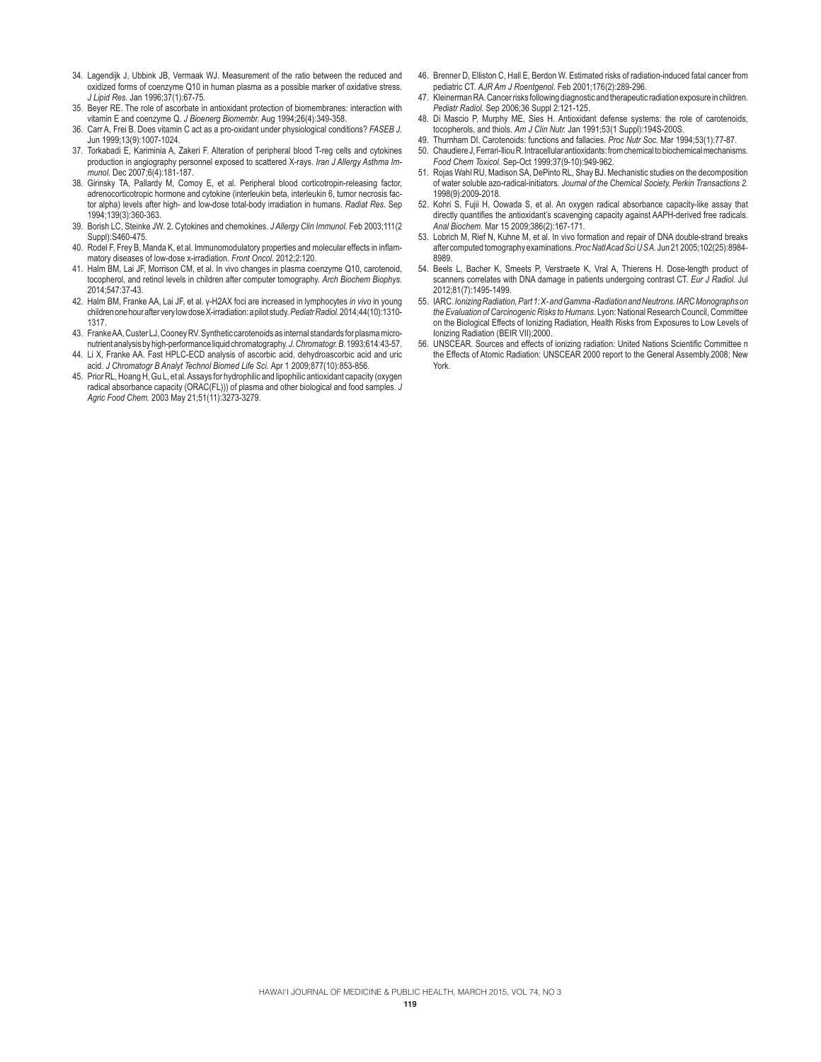34. Lagendijk J, Ubbink JB, Vermaak WJ. Measurement of the ratio between the reduced and oxidized forms of coenzyme Q10 in human plasma as a possible marker of oxidative stress. *J Lipid Res.* Jan 1996;37(1):67-75.
35. Beyer RE. The role of ascorbate in antioxidant protection of biomembranes: interaction with vitamin E and coenzyme Q. *J Bioenerg Biomembr.* Aug 1994;26(4):349-358.
36. Carr A, Frei B. Does vitamin C act as a pro-oxidant under physiological conditions? *FASEB J.* Jun 1999;13(9):1007-1024.
37. Torkabadi E, Kariminia A, Zakeri F. Alteration of peripheral blood T-reg cells and cytokines production in angiography personnel exposed to scattered X-rays. *Iran J Allergy Asthma Immunol.* Dec 2007;6(4):181-187.
38. Girinsky TA, Pallardy M, Comoy E, et al. Peripheral blood corticotropin-releasing factor, adrenocorticotropic hormone and cytokine (interleukin beta, interleukin 6, tumor necrosis factor alpha) levels after high- and low-dose total-body irradiation in humans. *Radiat Res.* Sep 1994;139(3):360-363.
39. Borish LC, Steinke JW. 2. Cytokines and chemokines. *J Allergy Clin Immunol.* Feb 2003;111(2 Suppl):S460-475.
40. Rodel F, Frey B, Manda K, et al. Immunomodulatory properties and molecular effects in inflammatory diseases of low-dose x-irradiation. *Front Oncol.* 2012;2:120.
41. Halm BM, Lai JF, Morrison CM, et al. In vivo changes in plasma coenzyme Q10, carotenoid, tocopherol, and retinol levels in children after computer tomography. *Arch Biochem Biophys.* 2014;547:37-43.
42. Halm BM, Franke AA, Lai JF, et al. γ-H2AX foci are increased in lymphocytes *in vivo* in young children one hour after very low dose X-irradiation: a pilot study. *Pediatr Radiol.* 2014;44(10):1310-1317.
43. Franke AA, Custer LJ, Cooney RV. Synthetic carotenoids as internal standards for plasma micronutrient analysis by high-performance liquid chromatography. *J. Chromatogr. B.* 1993;614:43-57.
44. Li X, Franke AA. Fast HPLC-ECD analysis of ascorbic acid, dehydroascorbic acid and uric acid. *J Chromatogr B Analyt Technol Biomed Life Sci.* Apr 1 2009;877(10):853-856.
45. Prior RL, Hoang H, Gu L, et al. Assays for hydrophilic and lipophilic antioxidant capacity (oxygen radical absorbance capacity (ORAC(FL))) of plasma and other biological and food samples. *J Agric Food Chem.* 2003 May 21;51(11):3273-3279.
46. Brenner D, Elliston C, Hall E, Berdon W. Estimated risks of radiation-induced fatal cancer from pediatric CT. *AJR Am J Roentgenol.* Feb 2001;176(2):289-296.
47. Kleinerman RA. Cancer risks following diagnostic and therapeutic radiation exposure in children. *Pediatr Radiol.* Sep 2006;36 Suppl 2:121-125.
48. Di Mascio P, Murphy ME, Sies H. Antioxidant defense systems: the role of carotenoids, tocopherols, and thiols. *Am J Clin Nutr.* Jan 1991;53(1 Suppl):194S-200S.
49. Thurnham DI. Carotenoids: functions and fallacies. *Proc Nutr Soc.* Mar 1994;53(1):77-87.
50. Chaudiere J, Ferrari-Iliou R. Intracellular antioxidants: from chemical to biochemical mechanisms. *Food Chem Toxicol.* Sep-Oct 1999;37(9-10):949-962.
51. Rojas Wahl RU, Madison SA, DePinto RL, Shay BJ. Mechanistic studies on the decomposition of water soluble azo-radical-initiators. *Journal of the Chemical Society, Perkin Transactions 2.* 1998(9):2009-2018.
52. Kohri S, Fujii H, Oowada S, et al. An oxygen radical absorbance capacity-like assay that directly quantifies the antioxidant's scavenging capacity against AAPH-derived free radicals. *Anal Biochem.* Mar 15 2009;386(2):167-171.
53. Lobrich M, Rief N, Kuhne M, et al. In vivo formation and repair of DNA double-strand breaks after computed tomography examinations. *Proc Natl Acad Sci U S A.* Jun 21 2005;102(25):8984-8989.
54. Beels L, Bacher K, Smeets P, Verstraete K, Vral A, Thierens H. Dose-length product of scanners correlates with DNA damage in patients undergoing contrast CT. *Eur J Radiol.* Jul 2012;81(7):1495-1499.
55. IARC. *Ionizing Radiation, Part 1: X- and Gamma -Radiation and Neutrons. IARC Monographs on the Evaluation of Carcinogenic Risks to Humans.* Lyon: National Research Council, Committee on the Biological Effects of Ionizing Radiation, Health Risks from Exposures to Low Levels of Ionizing Radiation (BEIR VII);2000.
56. UNSCEAR. Sources and effects of ionizing radiation: United Nations Scientific Committee n the Effects of Atomic Radiation: UNSCEAR 2000 report to the General Assembly.2008; New York.